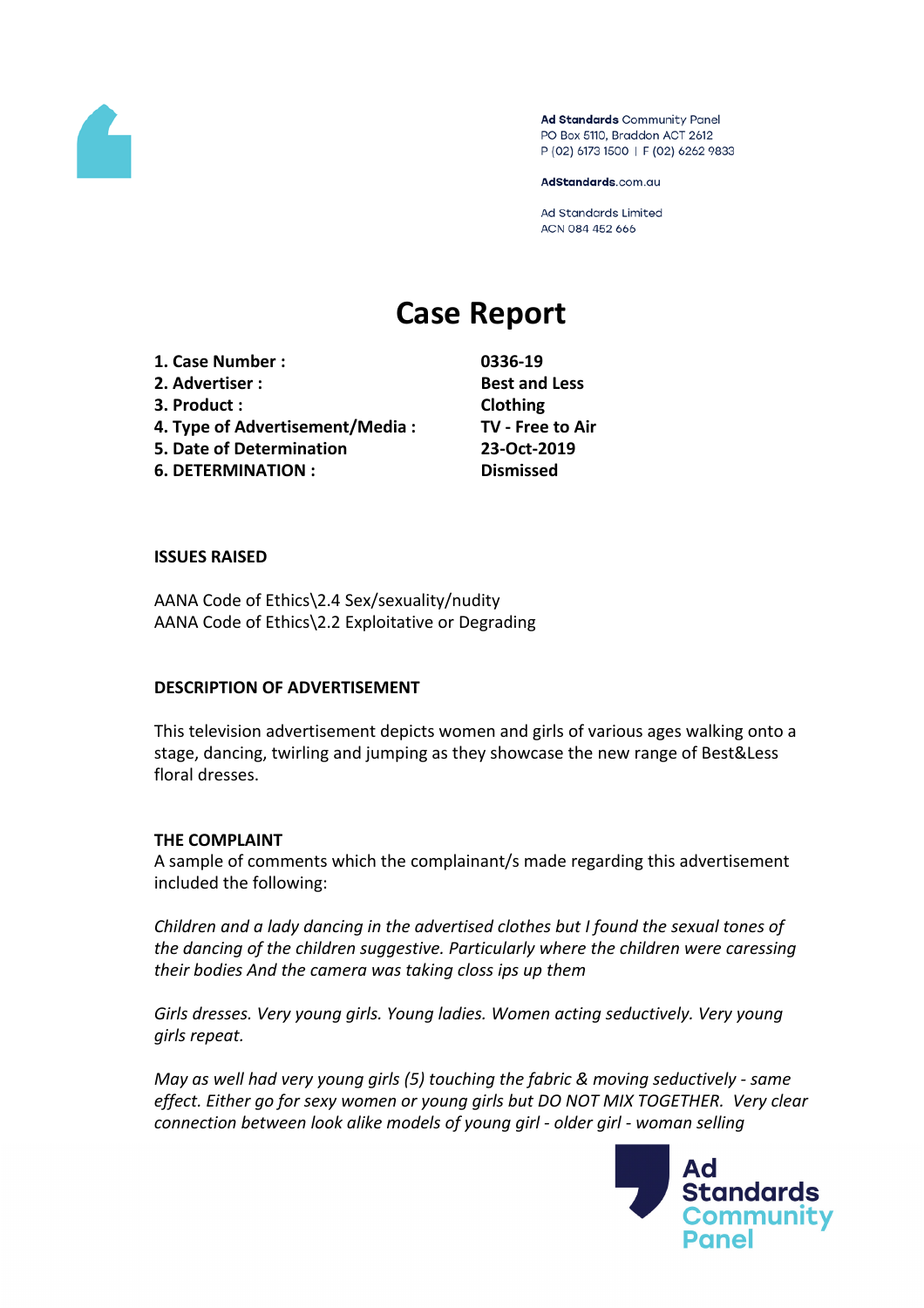Ad Standards Community Panel
PO Box 5110, Braddon ACT 2612
P (02) 6173 1500 | F (02) 6262 9833

AdStandards.com.au

Ad Standards Limited
ACN 084 452 666

# Case Report

| | |
|---|---|
| **1. Case Number :** | **0336-19** |
| **2. Advertiser :** | **Best and Less** |
| **3. Product :** | **Clothing** |
| **4. Type of Advertisement/Media :** | **TV - Free to Air** |
| **5. Date of Determination** | **23-Oct-2019** |
| **6. DETERMINATION :** | **Dismissed** |

**ISSUES RAISED**

AANA Code of Ethics\2.4 Sex/sexuality/nudity
AANA Code of Ethics\2.2 Exploitative or Degrading

**DESCRIPTION OF ADVERTISEMENT**

This television advertisement depicts women and girls of various ages walking onto a stage, dancing, twirling and jumping as they showcase the new range of Best&Less floral dresses.

**THE COMPLAINT**

A sample of comments which the complainant/s made regarding this advertisement included the following:

*Children and a lady dancing in the advertised clothes but I found the sexual tones of the dancing of the children suggestive. Particularly where the children were caressing their bodies And the camera was taking closs ips up them*

*Girls dresses. Very young girls. Young ladies. Women acting seductively. Very young girls repeat.*

*May as well had very young girls (5) touching the fabric & moving seductively - same effect. Either go for sexy women or young girls but DO NOT MIX TOGETHER. Very clear connection between look alike models of young girl - older girl - woman selling*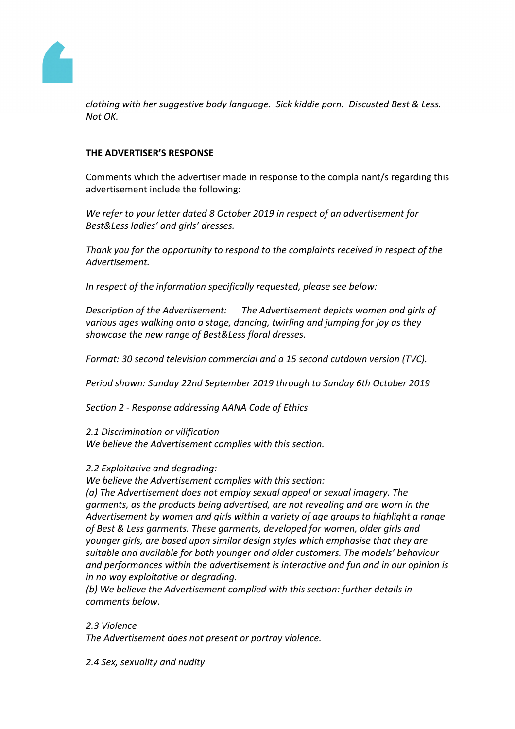*clothing with her suggestive body language.  Sick kiddie porn.  Discusted Best & Less. Not OK.*

**THE ADVERTISER'S RESPONSE**

Comments which the advertiser made in response to the complainant/s regarding this advertisement include the following:

*We refer to your letter dated 8 October 2019 in respect of an advertisement for Best&Less ladies' and girls' dresses.*

*Thank you for the opportunity to respond to the complaints received in respect of the Advertisement.*

*In respect of the information specifically requested, please see below:*

*Description of the Advertisement:      The Advertisement depicts women and girls of various ages walking onto a stage, dancing, twirling and jumping for joy as they showcase the new range of Best&Less floral dresses.*

*Format: 30 second television commercial and a 15 second cutdown version (TVC).*

*Period shown: Sunday 22nd September 2019 through to Sunday 6th October 2019*

*Section 2 - Response addressing AANA Code of Ethics*

*2.1 Discrimination or vilification*
*We believe the Advertisement complies with this section.*

*2.2 Exploitative and degrading:*
*We believe the Advertisement complies with this section:*
*(a) The Advertisement does not employ sexual appeal or sexual imagery. The garments, as the products being advertised, are not revealing and are worn in the Advertisement by women and girls within a variety of age groups to highlight a range of Best & Less garments. These garments, developed for women, older girls and younger girls, are based upon similar design styles which emphasise that they are suitable and available for both younger and older customers. The models' behaviour and performances within the advertisement is interactive and fun and in our opinion is in no way exploitative or degrading.*
*(b) We believe the Advertisement complied with this section: further details in comments below.*

*2.3 Violence*
*The Advertisement does not present or portray violence.*

*2.4 Sex, sexuality and nudity*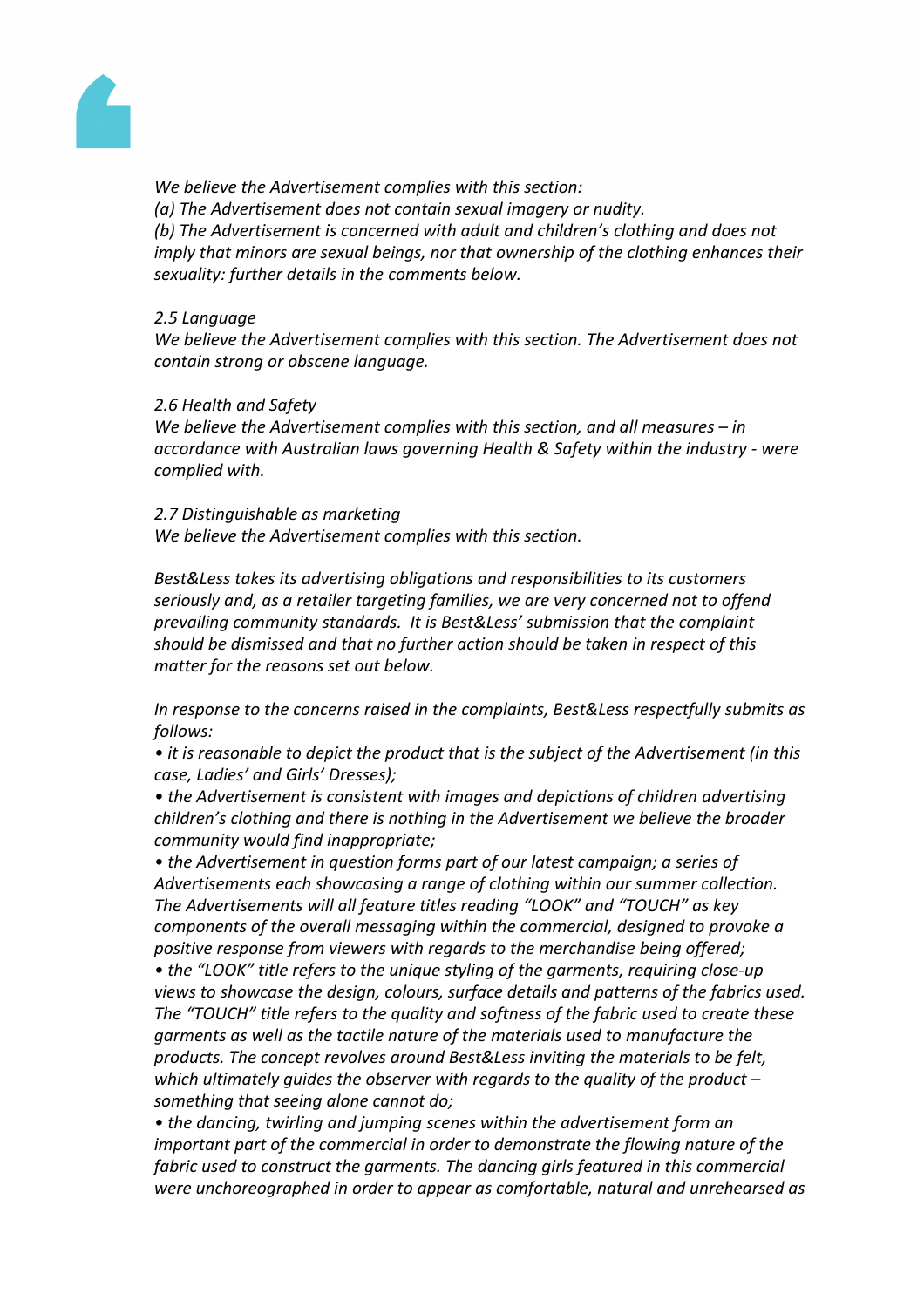*We believe the Advertisement complies with this section:*
*(a) The Advertisement does not contain sexual imagery or nudity.*
*(b) The Advertisement is concerned with adult and children's clothing and does not imply that minors are sexual beings, nor that ownership of the clothing enhances their sexuality: further details in the comments below.*

*2.5 Language*
*We believe the Advertisement complies with this section. The Advertisement does not contain strong or obscene language.*

*2.6 Health and Safety*
*We believe the Advertisement complies with this section, and all measures – in accordance with Australian laws governing Health & Safety within the industry - were complied with.*

*2.7 Distinguishable as marketing*
*We believe the Advertisement complies with this section.*

*Best&Less takes its advertising obligations and responsibilities to its customers seriously and, as a retailer targeting families, we are very concerned not to offend prevailing community standards. It is Best&Less' submission that the complaint should be dismissed and that no further action should be taken in respect of this matter for the reasons set out below.*

*In response to the concerns raised in the complaints, Best&Less respectfully submits as follows:*

- *it is reasonable to depict the product that is the subject of the Advertisement (in this case, Ladies' and Girls' Dresses);*
- *the Advertisement is consistent with images and depictions of children advertising children's clothing and there is nothing in the Advertisement we believe the broader community would find inappropriate;*
- *the Advertisement in question forms part of our latest campaign; a series of Advertisements each showcasing a range of clothing within our summer collection. The Advertisements will all feature titles reading "LOOK" and "TOUCH" as key components of the overall messaging within the commercial, designed to provoke a positive response from viewers with regards to the merchandise being offered;*
- *the "LOOK" title refers to the unique styling of the garments, requiring close-up views to showcase the design, colours, surface details and patterns of the fabrics used. The "TOUCH" title refers to the quality and softness of the fabric used to create these garments as well as the tactile nature of the materials used to manufacture the products. The concept revolves around Best&Less inviting the materials to be felt, which ultimately guides the observer with regards to the quality of the product – something that seeing alone cannot do;*
- *the dancing, twirling and jumping scenes within the advertisement form an important part of the commercial in order to demonstrate the flowing nature of the fabric used to construct the garments. The dancing girls featured in this commercial were unchoreographed in order to appear as comfortable, natural and unrehearsed as*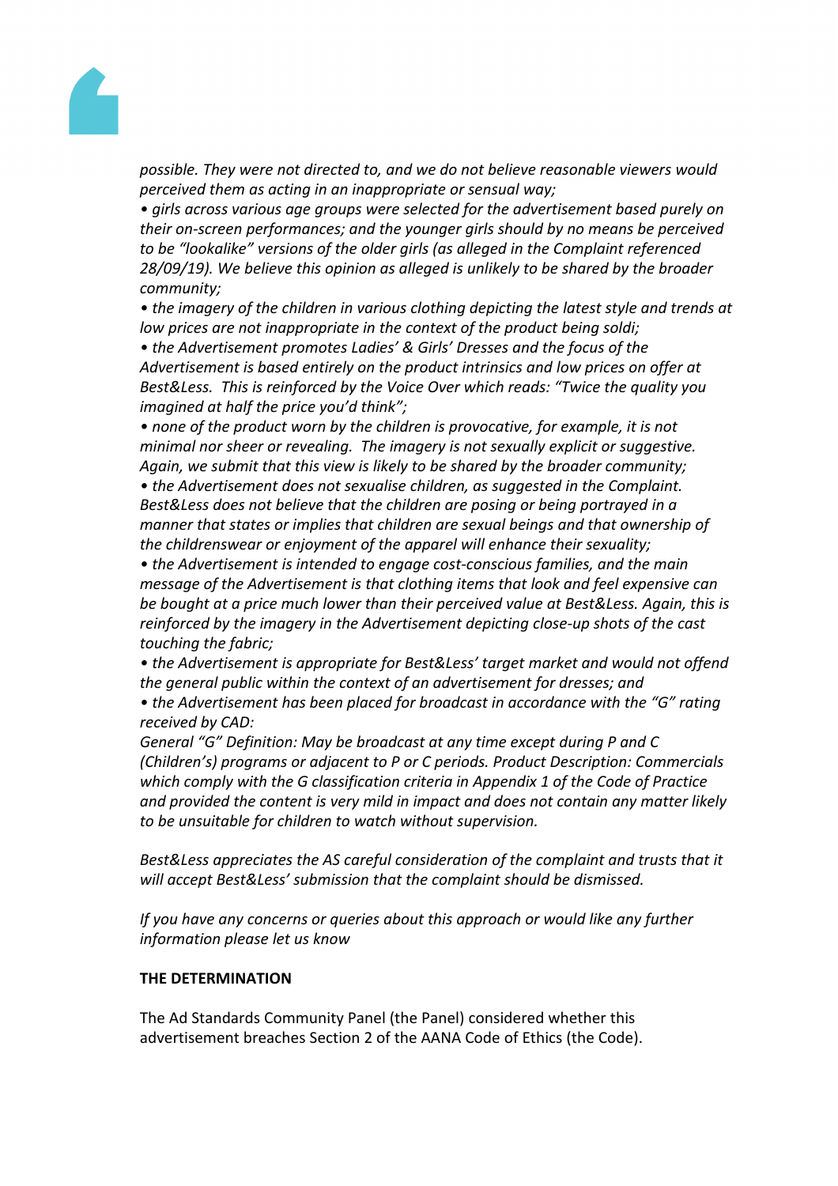*possible. They were not directed to, and we do not believe reasonable viewers would perceived them as acting in an inappropriate or sensual way;*

*• girls across various age groups were selected for the advertisement based purely on their on-screen performances; and the younger girls should by no means be perceived to be "lookalike" versions of the older girls (as alleged in the Complaint referenced 28/09/19). We believe this opinion as alleged is unlikely to be shared by the broader community;*

*• the imagery of the children in various clothing depicting the latest style and trends at low prices are not inappropriate in the context of the product being soldi;*

*• the Advertisement promotes Ladies' & Girls' Dresses and the focus of the Advertisement is based entirely on the product intrinsics and low prices on offer at Best&Less. This is reinforced by the Voice Over which reads: "Twice the quality you imagined at half the price you'd think";*

*• none of the product worn by the children is provocative, for example, it is not minimal nor sheer or revealing. The imagery is not sexually explicit or suggestive. Again, we submit that this view is likely to be shared by the broader community;*

*• the Advertisement does not sexualise children, as suggested in the Complaint. Best&Less does not believe that the children are posing or being portrayed in a manner that states or implies that children are sexual beings and that ownership of the childrenswear or enjoyment of the apparel will enhance their sexuality;*

*• the Advertisement is intended to engage cost-conscious families, and the main message of the Advertisement is that clothing items that look and feel expensive can be bought at a price much lower than their perceived value at Best&Less. Again, this is reinforced by the imagery in the Advertisement depicting close-up shots of the cast touching the fabric;*

*• the Advertisement is appropriate for Best&Less' target market and would not offend the general public within the context of an advertisement for dresses; and*

*• the Advertisement has been placed for broadcast in accordance with the "G" rating received by CAD:*

*General "G" Definition: May be broadcast at any time except during P and C (Children's) programs or adjacent to P or C periods. Product Description: Commercials which comply with the G classification criteria in Appendix 1 of the Code of Practice and provided the content is very mild in impact and does not contain any matter likely to be unsuitable for children to watch without supervision.*

*Best&Less appreciates the AS careful consideration of the complaint and trusts that it will accept Best&Less' submission that the complaint should be dismissed.*

*If you have any concerns or queries about this approach or would like any further information please let us know*

**THE DETERMINATION**

The Ad Standards Community Panel (the Panel) considered whether this advertisement breaches Section 2 of the AANA Code of Ethics (the Code).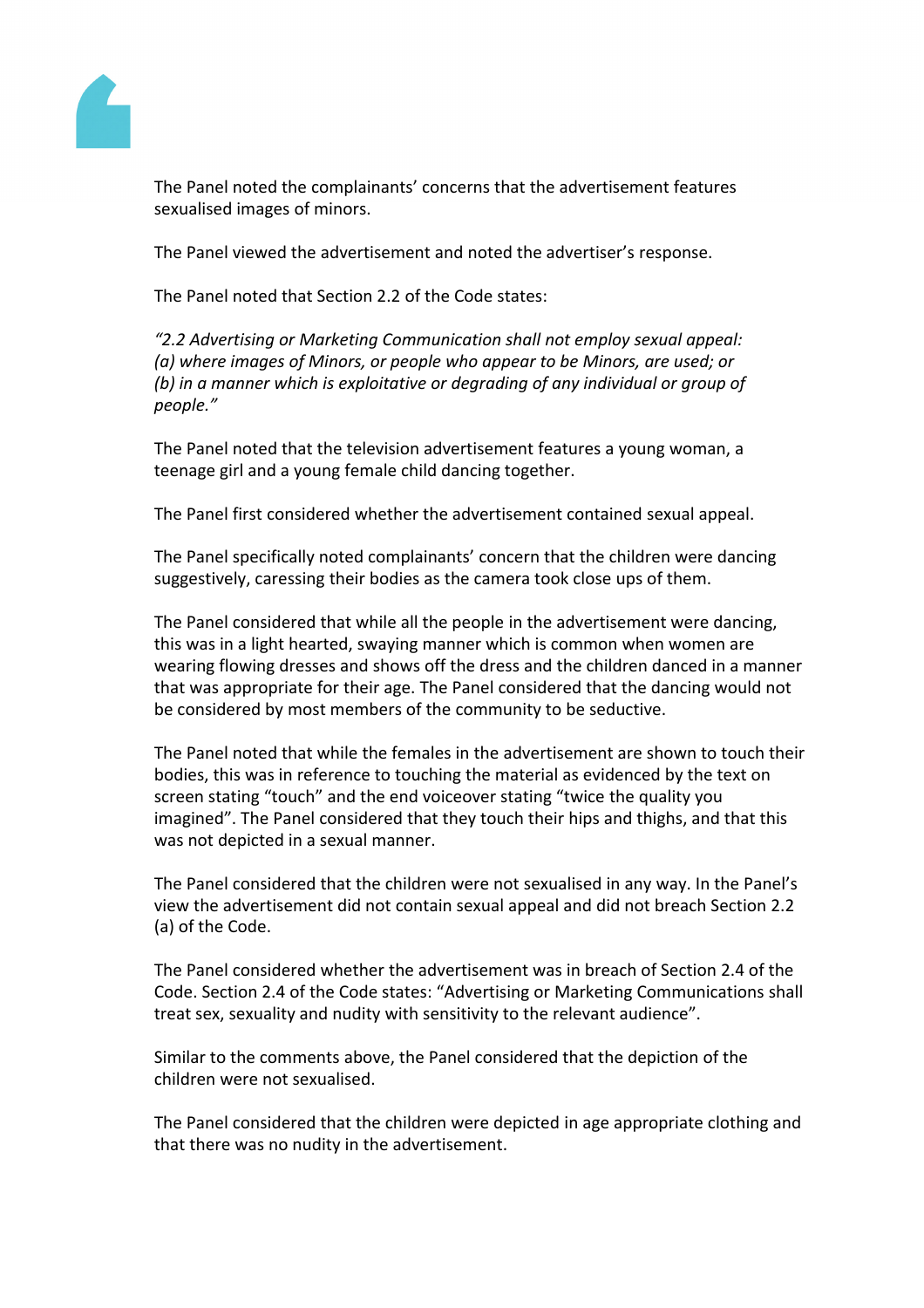The Panel noted the complainants' concerns that the advertisement features sexualised images of minors.

The Panel viewed the advertisement and noted the advertiser's response.

The Panel noted that Section 2.2 of the Code states:

*"2.2 Advertising or Marketing Communication shall not employ sexual appeal:*
*(a) where images of Minors, or people who appear to be Minors, are used; or*
*(b) in a manner which is exploitative or degrading of any individual or group of people."*

The Panel noted that the television advertisement features a young woman, a teenage girl and a young female child dancing together.

The Panel first considered whether the advertisement contained sexual appeal.

The Panel specifically noted complainants' concern that the children were dancing suggestively, caressing their bodies as the camera took close ups of them.

The Panel considered that while all the people in the advertisement were dancing, this was in a light hearted, swaying manner which is common when women are wearing flowing dresses and shows off the dress and the children danced in a manner that was appropriate for their age. The Panel considered that the dancing would not be considered by most members of the community to be seductive.

The Panel noted that while the females in the advertisement are shown to touch their bodies, this was in reference to touching the material as evidenced by the text on screen stating "touch" and the end voiceover stating "twice the quality you imagined". The Panel considered that they touch their hips and thighs, and that this was not depicted in a sexual manner.

The Panel considered that the children were not sexualised in any way. In the Panel's view the advertisement did not contain sexual appeal and did not breach Section 2.2 (a) of the Code.

The Panel considered whether the advertisement was in breach of Section 2.4 of the Code. Section 2.4 of the Code states: "Advertising or Marketing Communications shall treat sex, sexuality and nudity with sensitivity to the relevant audience".

Similar to the comments above, the Panel considered that the depiction of the children were not sexualised.

The Panel considered that the children were depicted in age appropriate clothing and that there was no nudity in the advertisement.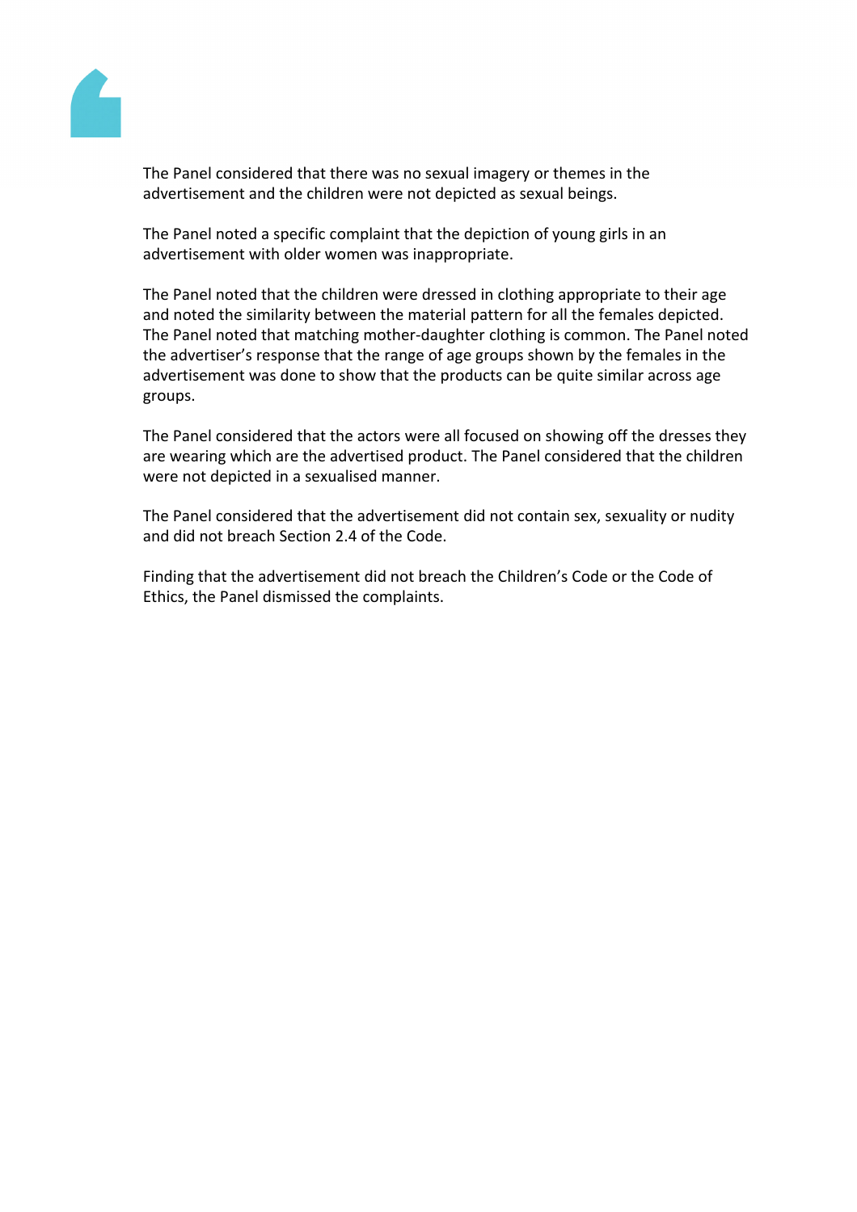The Panel considered that there was no sexual imagery or themes in the advertisement and the children were not depicted as sexual beings.

The Panel noted a specific complaint that the depiction of young girls in an advertisement with older women was inappropriate.

The Panel noted that the children were dressed in clothing appropriate to their age and noted the similarity between the material pattern for all the females depicted. The Panel noted that matching mother-daughter clothing is common. The Panel noted the advertiser's response that the range of age groups shown by the females in the advertisement was done to show that the products can be quite similar across age groups.

The Panel considered that the actors were all focused on showing off the dresses they are wearing which are the advertised product. The Panel considered that the children were not depicted in a sexualised manner.

The Panel considered that the advertisement did not contain sex, sexuality or nudity and did not breach Section 2.4 of the Code.

Finding that the advertisement did not breach the Children's Code or the Code of Ethics, the Panel dismissed the complaints.